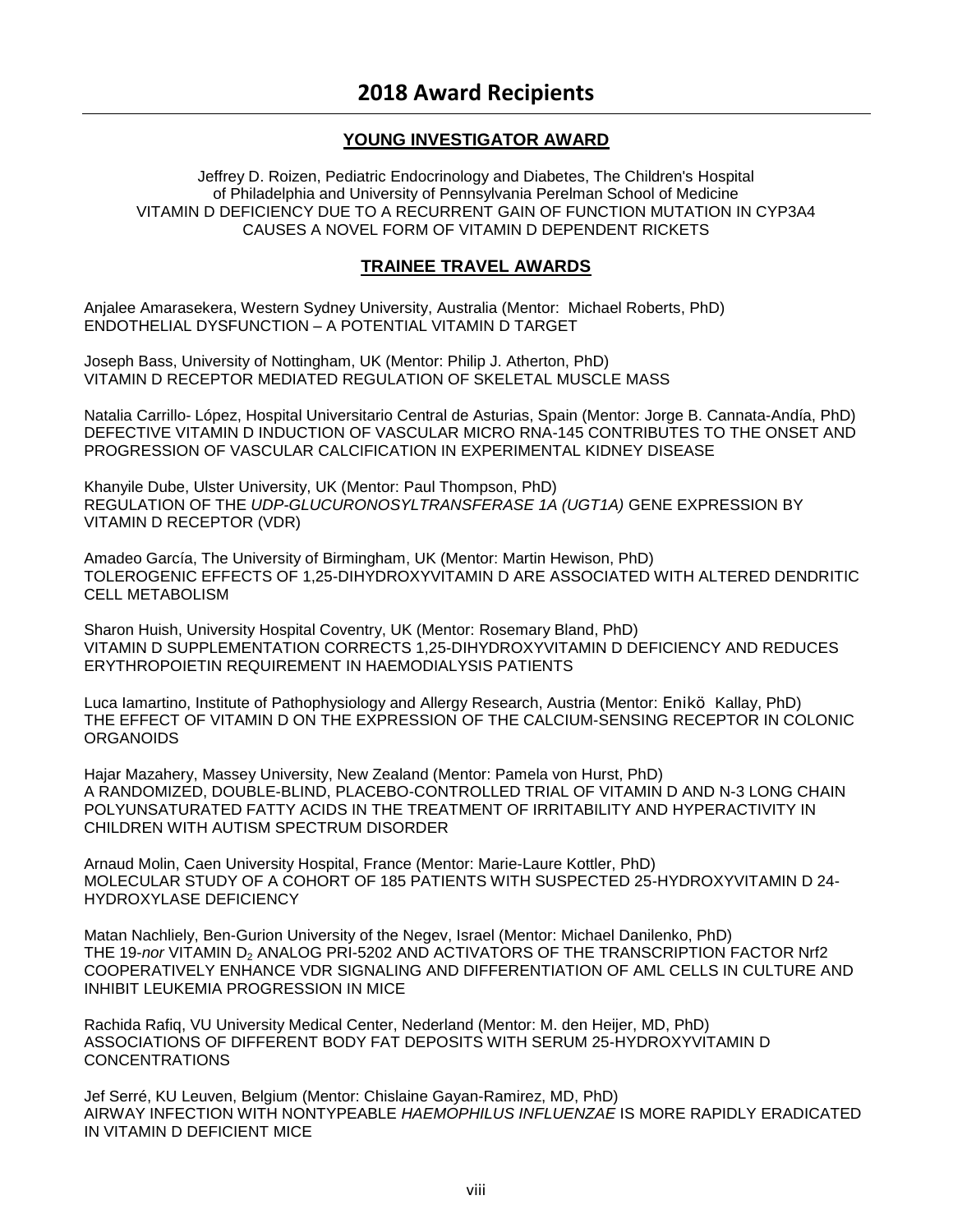# 2018 Award Recipients

## YOUNG INVESTIGATOR AWARD

Jeffrey D. Roizen, Pediatric Endocrinology and Diabetes, The Children's Hospital of Philadelphia and University of Pennsylvania Perelman School of Medicine
VITAMIN D DEFICIENCY DUE TO A RECURRENT GAIN OF FUNCTION MUTATION IN CYP3A4 CAUSES A NOVEL FORM OF VITAMIN D DEPENDENT RICKETS

## TRAINEE TRAVEL AWARDS

Anjalee Amarasekera, Western Sydney University, Australia (Mentor: Michael Roberts, PhD)
ENDOTHELIAL DYSFUNCTION – A POTENTIAL VITAMIN D TARGET

Joseph Bass, University of Nottingham, UK (Mentor: Philip J. Atherton, PhD)
VITAMIN D RECEPTOR MEDIATED REGULATION OF SKELETAL MUSCLE MASS

Natalia Carrillo- López, Hospital Universitario Central de Asturias, Spain (Mentor: Jorge B. Cannata-Andía, PhD)
DEFECTIVE VITAMIN D INDUCTION OF VASCULAR MICRO RNA-145 CONTRIBUTES TO THE ONSET AND PROGRESSION OF VASCULAR CALCIFICATION IN EXPERIMENTAL KIDNEY DISEASE

Khanyile Dube, Ulster University, UK (Mentor: Paul Thompson, PhD)
REGULATION OF THE *UDP-GLUCURONOSYLTRANSFERASE 1A (UGT1A)* GENE EXPRESSION BY VITAMIN D RECEPTOR (VDR)

Amadeo García, The University of Birmingham, UK (Mentor: Martin Hewison, PhD)
TOLEROGENIC EFFECTS OF 1,25-DIHYDROXYVITAMIN D ARE ASSOCIATED WITH ALTERED DENDRITIC CELL METABOLISM

Sharon Huish, University Hospital Coventry, UK (Mentor: Rosemary Bland, PhD)
VITAMIN D SUPPLEMENTATION CORRECTS 1,25-DIHYDROXYVITAMIN D DEFICIENCY AND REDUCES ERYTHROPOIETIN REQUIREMENT IN HAEMODIALYSIS PATIENTS

Luca Iamartino, Institute of Pathophysiology and Allergy Research, Austria (Mentor: Enikö Kallay, PhD)
THE EFFECT OF VITAMIN D ON THE EXPRESSION OF THE CALCIUM-SENSING RECEPTOR IN COLONIC ORGANOIDS

Hajar Mazahery, Massey University, New Zealand (Mentor: Pamela von Hurst, PhD)
A RANDOMIZED, DOUBLE-BLIND, PLACEBO-CONTROLLED TRIAL OF VITAMIN D AND N-3 LONG CHAIN POLYUNSATURATED FATTY ACIDS IN THE TREATMENT OF IRRITABILITY AND HYPERACTIVITY IN CHILDREN WITH AUTISM SPECTRUM DISORDER

Arnaud Molin, Caen University Hospital, France (Mentor: Marie-Laure Kottler, PhD)
MOLECULAR STUDY OF A COHORT OF 185 PATIENTS WITH SUSPECTED 25-HYDROXYVITAMIN D 24-HYDROXYLASE DEFICIENCY

Matan Nachliely, Ben-Gurion University of the Negev, Israel (Mentor: Michael Danilenko, PhD)
THE 19-*nor* VITAMIN $D_2$ ANALOG PRI-5202 AND ACTIVATORS OF THE TRANSCRIPTION FACTOR Nrf2 COOPERATIVELY ENHANCE VDR SIGNALING AND DIFFERENTIATION OF AML CELLS IN CULTURE AND INHIBIT LEUKEMIA PROGRESSION IN MICE

Rachida Rafiq, VU University Medical Center, Nederland (Mentor: M. den Heijer, MD, PhD)
ASSOCIATIONS OF DIFFERENT BODY FAT DEPOSITS WITH SERUM 25-HYDROXYVITAMIN D CONCENTRATIONS

Jef Serré, KU Leuven, Belgium (Mentor: Chislaine Gayan-Ramirez, MD, PhD)
AIRWAY INFECTION WITH NONTYPEABLE *HAEMOPHILUS INFLUENZAE* IS MORE RAPIDLY ERADICATED IN VITAMIN D DEFICIENT MICE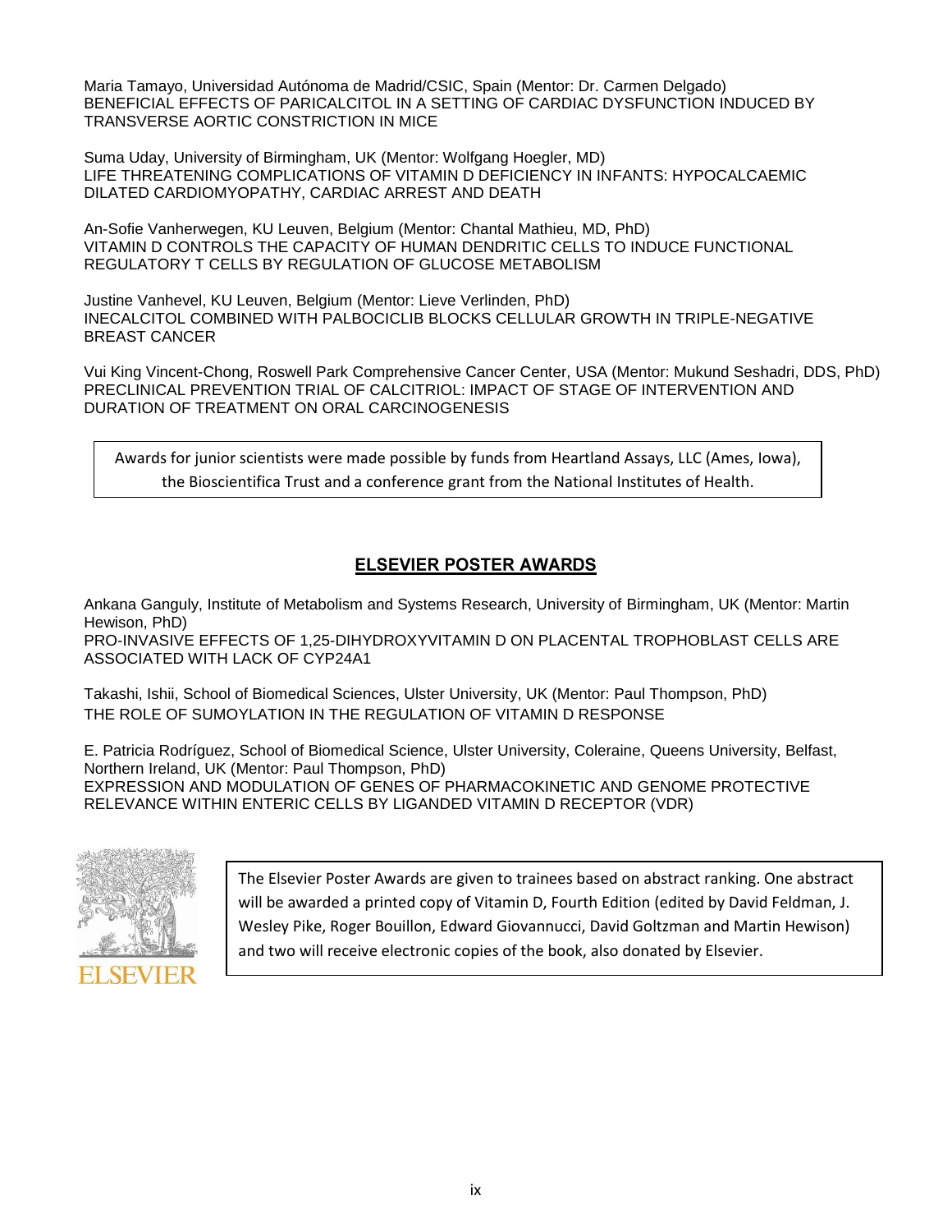Maria Tamayo, Universidad Autónoma de Madrid/CSIC, Spain (Mentor: Dr. Carmen Delgado)
BENEFICIAL EFFECTS OF PARICALCITOL IN A SETTING OF CARDIAC DYSFUNCTION INDUCED BY TRANSVERSE AORTIC CONSTRICTION IN MICE

Suma Uday, University of Birmingham, UK (Mentor: Wolfgang Hoegler, MD)
LIFE THREATENING COMPLICATIONS OF VITAMIN D DEFICIENCY IN INFANTS: HYPOCALCAEMIC DILATED CARDIOMYOPATHY, CARDIAC ARREST AND DEATH

An-Sofie Vanherwegen, KU Leuven, Belgium (Mentor: Chantal Mathieu, MD, PhD)
VITAMIN D CONTROLS THE CAPACITY OF HUMAN DENDRITIC CELLS TO INDUCE FUNCTIONAL REGULATORY T CELLS BY REGULATION OF GLUCOSE METABOLISM

Justine Vanhevel, KU Leuven, Belgium (Mentor: Lieve Verlinden, PhD)
INECALCITOL COMBINED WITH PALBOCICLIB BLOCKS CELLULAR GROWTH IN TRIPLE-NEGATIVE BREAST CANCER

Vui King Vincent-Chong, Roswell Park Comprehensive Cancer Center, USA (Mentor: Mukund Seshadri, DDS, PhD)
PRECLINICAL PREVENTION TRIAL OF CALCITRIOL: IMPACT OF STAGE OF INTERVENTION AND DURATION OF TREATMENT ON ORAL CARCINOGENESIS

Awards for junior scientists were made possible by funds from Heartland Assays, LLC (Ames, Iowa), the Bioscientifica Trust and a conference grant from the National Institutes of Health.

## ELSEVIER POSTER AWARDS

Ankana Ganguly, Institute of Metabolism and Systems Research, University of Birmingham, UK (Mentor: Martin Hewison, PhD)
PRO-INVASIVE EFFECTS OF 1,25-DIHYDROXYVITAMIN D ON PLACENTAL TROPHOBLAST CELLS ARE ASSOCIATED WITH LACK OF CYP24A1

Takashi, Ishii, School of Biomedical Sciences, Ulster University, UK (Mentor: Paul Thompson, PhD)
THE ROLE OF SUMOYLATION IN THE REGULATION OF VITAMIN D RESPONSE

E. Patricia Rodríguez, School of Biomedical Science, Ulster University, Coleraine, Queens University, Belfast, Northern Ireland, UK (Mentor: Paul Thompson, PhD)
EXPRESSION AND MODULATION OF GENES OF PHARMACOKINETIC AND GENOME PROTECTIVE RELEVANCE WITHIN ENTERIC CELLS BY LIGANDED VITAMIN D RECEPTOR (VDR)

ELSEVIER

The Elsevier Poster Awards are given to trainees based on abstract ranking. One abstract will be awarded a printed copy of Vitamin D, Fourth Edition (edited by David Feldman, J. Wesley Pike, Roger Bouillon, Edward Giovannucci, David Goltzman and Martin Hewison) and two will receive electronic copies of the book, also donated by Elsevier.